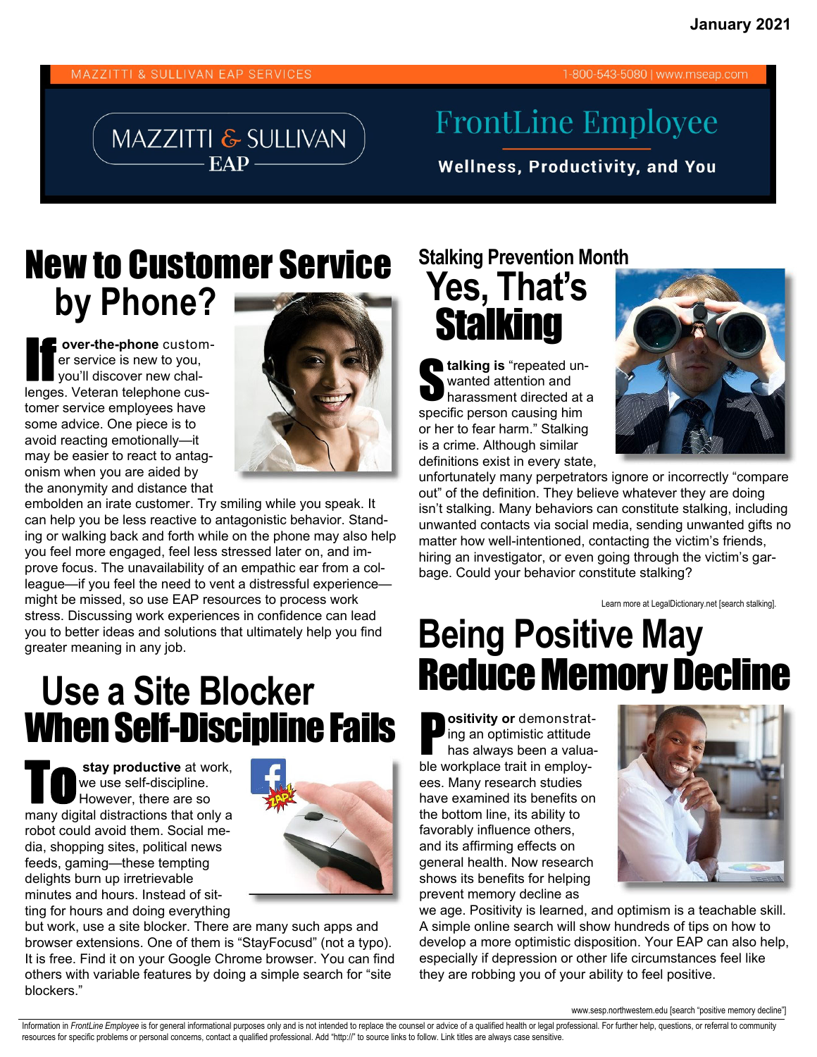January 2021

MAZZITTI & SULLIVAN EAP SERVICES 1-800-543-5080 | www.mseap.com

MAZZITTI & SULLIVAN EAP

# FrontLine Employee

**Wellness, Productivity, and You**

## New to Customer Service by Phone?

**If over-the-phone** customer service is new to you, you'll discover new challenges. Veteran telephone customer service employees have some advice. One piece is to avoid reacting emotionally—it may be easier to react to antagonism when you are aided by the anonymity and distance that embolden an irate customer. Try smiling while you speak. It can help you be less reactive to antagonistic behavior. Standing or walking back and forth while on the phone may also help you feel more engaged, feel less stressed later on, and improve focus. The unavailability of an empathic ear from a colleague—if you feel the need to vent a distressful experience—might be missed, so use EAP resources to process work stress. Discussing work experiences in confidence can lead you to better ideas and solutions that ultimately help you find greater meaning in any job.

## Use a Site Blocker When Self-Discipline Fails

**To stay productive** at work, we use self-discipline. However, there are so many digital distractions that only a robot could avoid them. Social media, shopping sites, political news feeds, gaming—these tempting delights burn up irretrievable minutes and hours. Instead of sitting for hours and doing everything but work, use a site blocker. There are many such apps and browser extensions. One of them is "StayFocusd" (not a typo). It is free. Find it on your Google Chrome browser. You can find others with variable features by doing a simple search for "site blockers."

### Stalking Prevention Month

## Yes, That's Stalking

**Stalking is** "repeated unwanted attention and harassment directed at a specific person causing him or her to fear harm." Stalking is a crime. Although similar definitions exist in every state, unfortunately many perpetrators ignore or incorrectly "compare out" of the definition. They believe whatever they are doing isn't stalking. Many behaviors can constitute stalking, including unwanted contacts via social media, sending unwanted gifts no matter how well-intentioned, contacting the victim's friends, hiring an investigator, or even going through the victim's garbage. Could your behavior constitute stalking?

Learn more at LegalDictionary.net [search stalking].

## Being Positive May Reduce Memory Decline

**Positivity or** demonstrating an optimistic attitude has always been a valuable workplace trait in employees. Many research studies have examined its benefits on the bottom line, its ability to favorably influence others, and its affirming effects on general health. Now research shows its benefits for helping prevent memory decline as we age. Positivity is learned, and optimism is a teachable skill. A simple online search will show hundreds of tips on how to develop a more optimistic disposition. Your EAP can also help, especially if depression or other life circumstances feel like they are robbing you of your ability to feel positive.

www.sesp.northwestern.edu [search "positive memory decline"]

Information in *FrontLine Employee* is for general informational purposes only and is not intended to replace the counsel or advice of a qualified health or legal professional. For further help, questions, or referral to community resources for specific problems or personal concerns, contact a qualified professional. Add "http://" to source links to follow. Link titles are always case sensitive.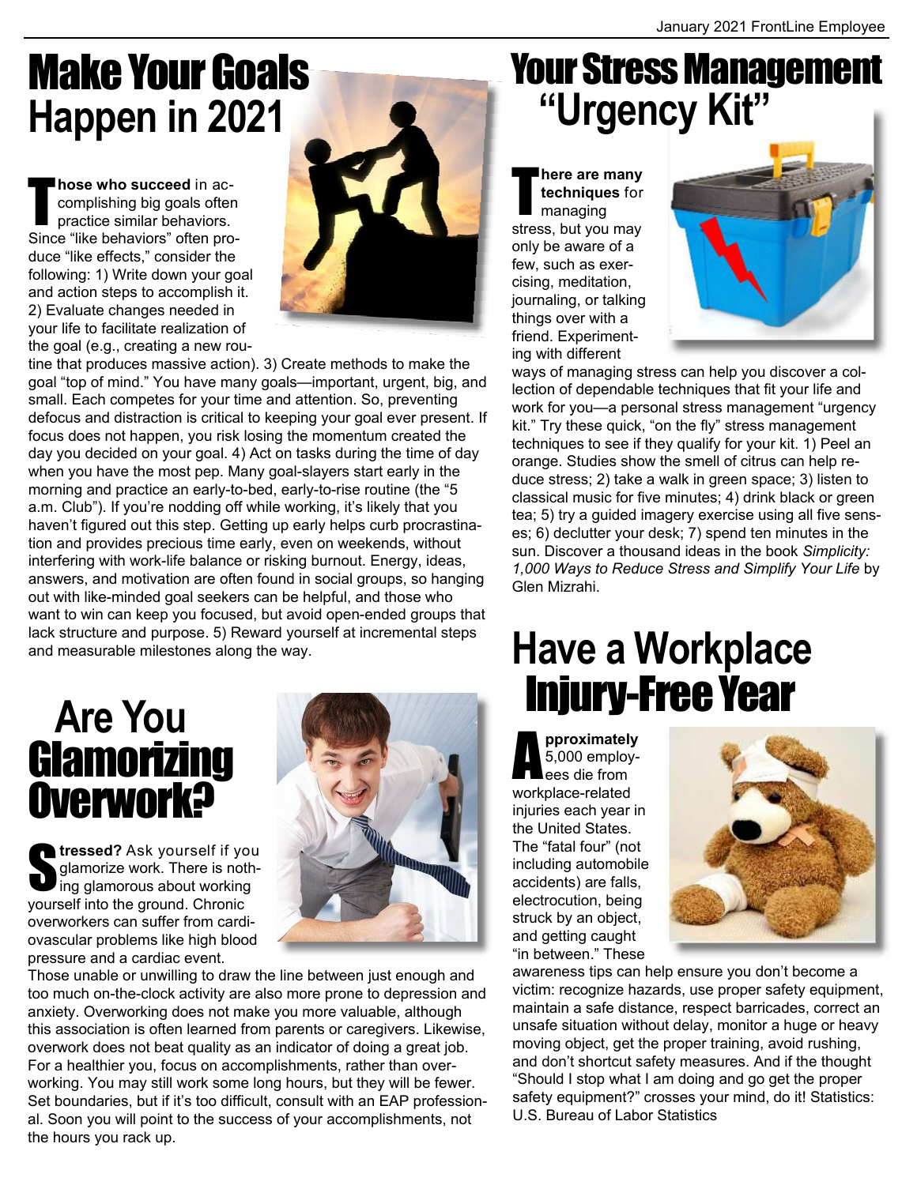# Make Your Goals Happen in 2021

**Those who succeed** in accomplishing big goals often practice similar behaviors. Since "like behaviors" often produce "like effects," consider the following: 1) Write down your goal and action steps to accomplish it. 2) Evaluate changes needed in your life to facilitate realization of the goal (e.g., creating a new routine that produces massive action). 3) Create methods to make the goal "top of mind." You have many goals—important, urgent, big, and small. Each competes for your time and attention. So, preventing defocus and distraction is critical to keeping your goal ever present. If focus does not happen, you risk losing the momentum created the day you decided on your goal. 4) Act on tasks during the time of day when you have the most pep. Many goal-slayers start early in the morning and practice an early-to-bed, early-to-rise routine (the "5 a.m. Club"). If you're nodding off while working, it's likely that you haven't figured out this step. Getting up early helps curb procrastination and provides precious time early, even on weekends, without interfering with work-life balance or risking burnout. Energy, ideas, answers, and motivation are often found in social groups, so hanging out with like-minded goal seekers can be helpful, and those who want to win can keep you focused, but avoid open-ended groups that lack structure and purpose. 5) Reward yourself at incremental steps and measurable milestones along the way.

# Are You Glamorizing Overwork?

**Stressed?** Ask yourself if you glamorize work. There is nothing glamorous about working yourself into the ground. Chronic overworkers can suffer from cardiovascular problems like high blood pressure and a cardiac event. Those unable or unwilling to draw the line between just enough and too much on-the-clock activity are also more prone to depression and anxiety. Overworking does not make you more valuable, although this association is often learned from parents or caregivers. Likewise, overwork does not beat quality as an indicator of doing a great job. For a healthier you, focus on accomplishments, rather than overworking. You may still work some long hours, but they will be fewer. Set boundaries, but if it's too difficult, consult with an EAP professional. Soon you will point to the success of your accomplishments, not the hours you rack up.

# Your Stress Management "Urgency Kit"

**There are many techniques** for managing stress, but you may only be aware of a few, such as exercising, meditation, journaling, or talking things over with a friend. Experimenting with different ways of managing stress can help you discover a collection of dependable techniques that fit your life and work for you—a personal stress management "urgency kit." Try these quick, "on the fly" stress management techniques to see if they qualify for your kit. 1) Peel an orange. Studies show the smell of citrus can help reduce stress; 2) take a walk in green space; 3) listen to classical music for five minutes; 4) drink black or green tea; 5) try a guided imagery exercise using all five senses; 6) declutter your desk; 7) spend ten minutes in the sun. Discover a thousand ideas in the book *Simplicity: 1,000 Ways to Reduce Stress and Simplify Your Life* by Glen Mizrahi.

# Have a Workplace Injury-Free Year

**Approximately** 5,000 employees die from workplace-related injuries each year in the United States. The "fatal four" (not including automobile accidents) are falls, electrocution, being struck by an object, and getting caught "in between." These awareness tips can help ensure you don't become a victim: recognize hazards, use proper safety equipment, maintain a safe distance, respect barricades, correct an unsafe situation without delay, monitor a huge or heavy moving object, get the proper training, avoid rushing, and don't shortcut safety measures. And if the thought "Should I stop what I am doing and go get the proper safety equipment?" crosses your mind, do it! Statistics: U.S. Bureau of Labor Statistics